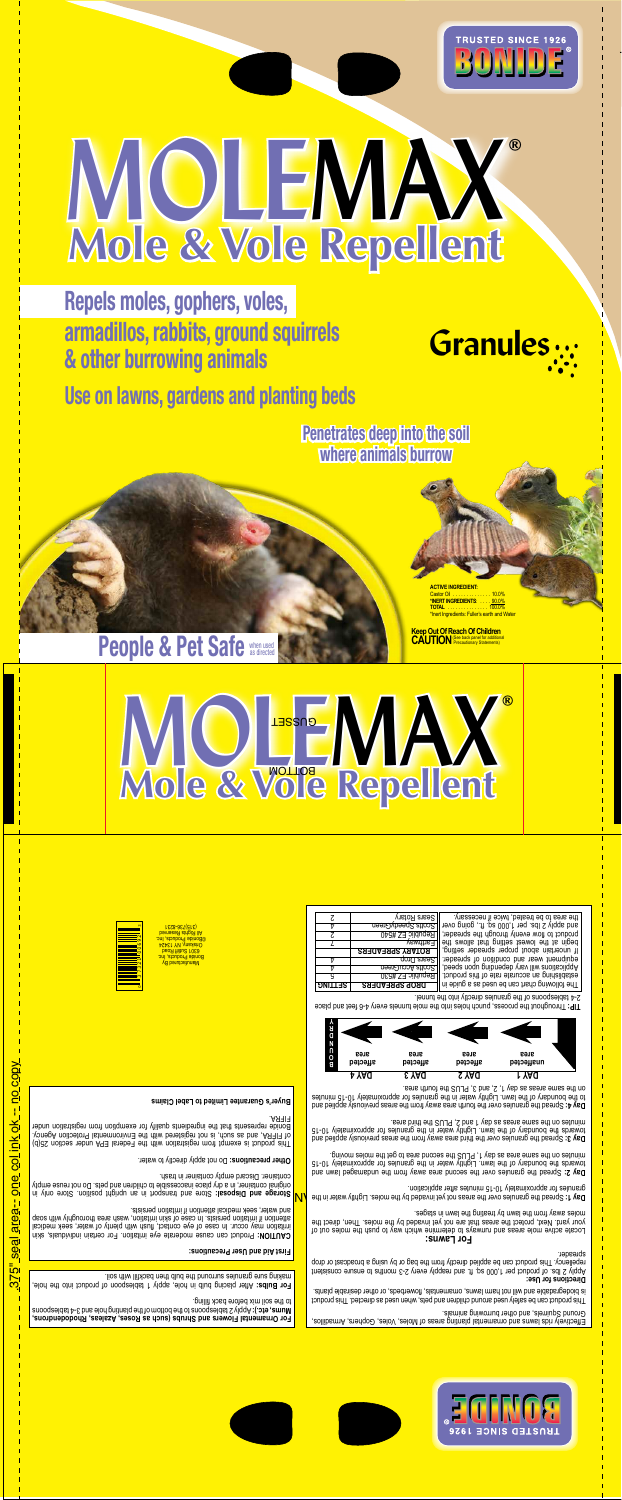TRUSTED SINCE 1926

BONIDE®

# MOLEMAX®

## Mole & Vole Repellent

**Repels moles, gophers, voles, armadillos, rabbits, ground squirrels & other burrowing animals**

**Use on lawns, gardens and planting beds**

**Granules**

**Penetrates deep into the soil where animals burrow**

**ACTIVE INGREDIENT:**
Castor Oil . . . . . . . . . . . . . . 10.0%
*INERT INGREDIENTS . . . . 90.0%
TOTAL . . . . . . . . . . . . . . . . 100.0%
*Inert Ingredients: Fuller's earth and Water

**Keep Out Of Reach Of Children**
**CAUTION** (See back panel for additional Precautionary Statements)

**People & Pet Safe** when used as directed

# MOLEMAX®

## Mole & Vole Repellent

GUSSET

BOTTOM

Effectively rids lawns and ornamental planting areas of Moles, Voles, Gophers, Armadillos, Ground Squirrels, and other burrowing animals.

This product can be safely used around children and pets, when used as directed. This product is biodegradable and will not harm lawns, ornamentals, flowerbeds, or other desirable plants.

**Directions for Use:**

Apply 2 lbs. of product per 1,000 sq. ft. and reapply every 2-3 months to ensure consistent repellency. This product can be applied directly from the bag or by using a broadcast or drop spreader.

**For Lawns:**

Locate active mole areas and runways to determine which way to push the moles out of your yard. Next, protect the areas that are not yet invaded by the moles. Then, direct the moles away from the lawn by treating the lawn in stages.

**Day 1:** Spread the granules over the areas not yet invaded by the moles. Lightly water in the granules for approximately 10-15 minutes after application.

**Day 2:** Spread the granules over the second area away from the undamaged lawn and towards the boundary of the lawn. Lightly water in the granules for approximately 10-15 minutes on the same area as day 1, PLUS the second area to get the moles moving.

**Day 3:** Spread the granules over the third area away from the areas previously applied and towards the boundary of the lawn. Lightly water in the granules for approximately 10-15 minutes on the same areas as day 1 and 2, PLUS the third area.

**Day 4:** Spread the granules over the fourth area away from the areas previously applied and to the boundary of the lawn. Lightly water in the granules for approximately 10-15 minutes on the same areas as day 1, 2, and 3, PLUS the fourth area.

| DAY 1 | DAY 2 | DAY 3 | DAY 4 | |
|---|---|---|---|---|
| unaffected area | affected area | affected area | affected area | BOUNDARY |

**TIP:** Throughout the process, punch holes into the mole tunnels every 4-6 feet and place 2-4 tablespoons of the granules directly into the tunnel.

The following chart can be used as a guide in establishing an accurate rate of this product. Applications will vary depending upon speed, equipment wear and condition of spreader. If uncertain about proper spreader setting, begin at the lowest setting that allows the product to flow evenly through the spreader and apply 2 lbs. per 1,000 sq. ft. going over the area to be treated, twice if necessary.

| DROP SPREADERS | SETTING |
|---|---|
| Republic EZ 8530 | 5 |
| Scotts AccuGreen | 4 |
| Sears Drop | 4 |
| **ROTARY SPREADERS** | |
| Earthway | 7 |
| Republic EZ 8540 | 2 |
| Scotts SpeedyGreen | 4 |
| Sears Rotary | 2 |

**For Ornamental Flowers and Shrubs (such as Roses, Azaleas, Rhododendrons, Mums, etc.):** Apply 2 tablespoons to the bottom of the planting hole and 3-4 tablespoons to the soil mix before back filling.

**For Bulbs:** After placing bulb in hole, apply 1 tablespoon of product into the hole, making sure granules surround the bulb then backfill with soil.

**First Aid and User Precautions:**

**CAUTION:** Product can cause moderate eye irritation. For certain individuals, skin irritation may occur. In case of eye contact, flush with plenty of water, seek medical attention if irritation persists. In case of skin irritation, wash area thoroughly with soap and water, seek medical attention if irritation persists.

**Other precautions:** Do not apply directly to water.

**Storage and Disposal:** Store and transport in an upright position. Store only in original container, in a dry place inaccessible to children and pets. Do not reuse empty container. Discard empty container in trash.

This product is exempt from registration with the Federal EPA under section 25(b) of FIFRA, and as such, is not registered with the Environmental Protection Agency. Bonide represents that the ingredients qualify for exemption from registration under FIFRA.

**Buyer's Guarantee Limited to Label Claims**

Manufactured By:
Bonide Products, Inc.
6301 Sutliff Road
Oriskany, NY 13424
All Rights Reserved
©Bonide Products, Inc.
(315)736-8231

TRUSTED SINCE 1926

BONIDE®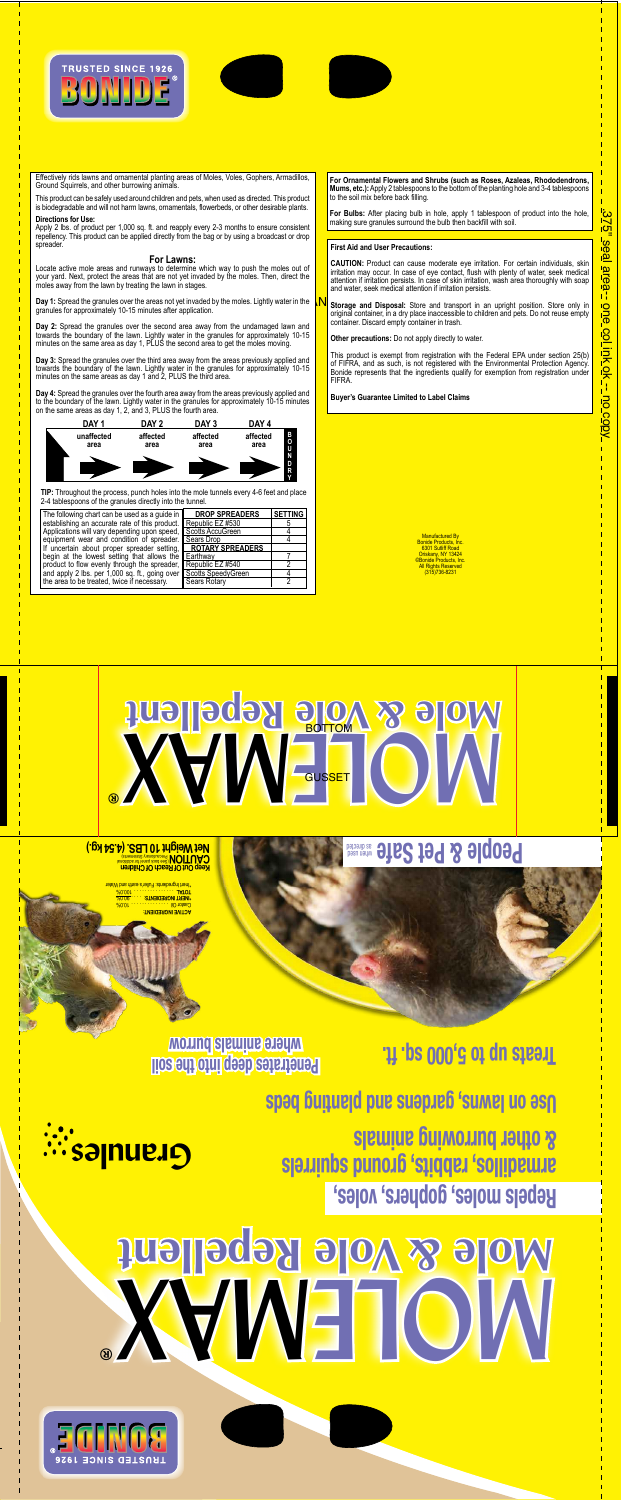Effectively rids lawns and ornamental planting areas of Moles, Voles, Gophers, Armadillos, Ground Squirrels, and other burrowing animals.

This product can be safely used around children and pets, when used as directed. This product is biodegradable and will not harm lawns, ornamentals, flowerbeds, or other desirable plants.

**Directions for Use:**

Apply 2 lbs. of product per 1,000 sq. ft. and reapply every 2-3 months to ensure consistent repellency. This product can be applied directly from the bag or by using a broadcast or drop spreader.

## For Lawns:

Locate active mole areas and runways to determine which way to push the moles out of your yard. Next, protect the areas that are not yet invaded by the moles. Then, direct the moles away from the lawn by treating the lawn in stages.

**Day 1:** Spread the granules over the areas not yet invaded by the moles. Lightly water in the granules for approximately 10-15 minutes after application.

**Day 2:** Spread the granules over the second area away from the undamaged lawn and towards the boundary of the lawn. Lightly water in the granules for approximately 10-15 minutes on the same area as day 1, PLUS the second area to get the moles moving.

**Day 3:** Spread the granules over the third area away from the areas previously applied and towards the boundary of the lawn. Lightly water in the granules for approximately 10-15 minutes on the same areas as day 1 and 2, PLUS the third area.

**Day 4:** Spread the granules over the fourth area away from the areas previously applied and to the boundary of the lawn. Lightly water in the granules for approximately 10-15 minutes on the same areas as day 1, 2, 3, PLUS the fourth area.

DAY 1 unaffected area
DAY 2 affected area
DAY 3 affected area
DAY 4 affected area
BOUNDARY

**TIP:** Throughout the process, punch holes into the mole tunnels every 4-6 feet and place 2-4 tablespoons of the granules directly into the tunnel.

The following chart can be used as a guide in establishing an accurate rate of this product. Applications will vary depending upon speed, equipment wear and condition of spreader. If uncertain about proper spreader setting, begin at the lowest setting that allows the product to flow evenly through the spreader, and apply 2 lbs. per 1,000 sq. ft., going over the area to be treated, twice if necessary.

| DROP SPREADERS | SETTING |
|---|---|
| Republic EZ #530 | 5 |
| Scotts AccuGreen | 4 |
| Sears Drop | 4 |
| **ROTARY SPREADERS** | |
| Earthway | 7 |
| Republic EZ #540 | 2 |
| Scotts SpeedyGreen | 4 |
| Sears Rotary | 2 |

**For Ornamental Flowers and Shrubs (such as Roses, Azaleas, Rhododendrons, Mums, etc.):** Apply 2 tablespoons to the bottom of the planting hole and 3-4 tablespoons to the soil mix before back filling.

**For Bulbs:** After placing bulb in hole, apply 1 tablespoon of product into the hole, making sure granules surround the bulb then backfill with soil.

**First Aid and User Precautions:**

**CAUTION:** Product can cause moderate eye irritation. For certain individuals, skin irritation may occur. In case of eye contact, flush with plenty of water, seek medical attention if irritation persists. In case of skin irritation, wash area thoroughly with soap and water, seek medical attention if irritation persists.

**Storage and Disposal:** Store and transport in an upright position. Store only in original container, in a dry place inaccessible to children and pets. Do not reuse empty container. Discard empty container in trash.

**Other precautions:** Do not apply directly to water.

This product is exempt from registration with the Federal EPA under section 25(b) of FIFRA, and as such, is not registered with the Environmental Protection Agency. Bonide represents that the ingredients qualify for exemption from registration under FIFRA.

**Buyer's Guarantee Limited to Label Claims**

Manufactured By
Bonide Products, Inc.
6301 Sutliff Road
Oriskany, NY 13424
©Bonide Products, Inc.
All Rights Reserved
(315)736-8231

# MOLEMAX® Mole & Vole Repellent

**People & Pet Safe** when used as directed

**Net Weight 10 LBS. (4.54 kg.)**
**Keep Out Of Reach Of Children**
**CAUTION** See back panel for additional Precautionary Statements

ACTIVE INGREDIENT:
Castor Oil ........ 10.0%
*INERT INGREDIENTS ........ 90.0%
TOTAL ........ 100%
*Inert Ingredients: Fuller's earth and Water

# MOLEMAX® Mole & Vole Repellent

**Repels moles, gophers, voles, armadillos, rabbits, ground squirrels & other burrowing animals**

**Use on lawns, gardens and planting beds**

**Granules**

**Treats up to 5,000 sq. ft.**

**Penetrates deep into the soil where animals burrow**

TRUSTED SINCE 1926 BONIDE®